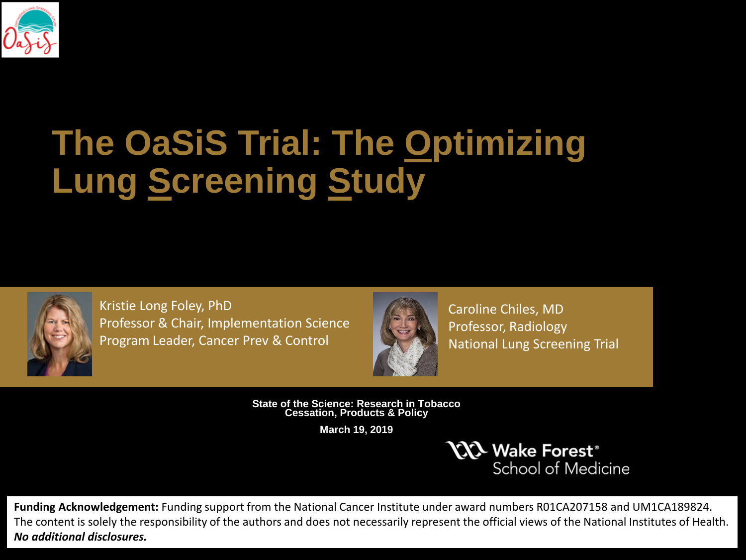# The OaSiS Trial: The Optimizing Lung Screening Study

Kristie Long Foley, PhD
Professor & Chair, Implementation Science
Program Leader, Cancer Prev & Control

Caroline Chiles, MD
Professor, Radiology
National Lung Screening Trial

State of the Science: Research in Tobacco Cessation, Products & Policy

March 19, 2019

Wake Forest® School of Medicine

**Funding Acknowledgement:** Funding support from the National Cancer Institute under award numbers R01CA207158 and UM1CA189824. The content is solely the responsibility of the authors and does not necessarily represent the official views of the National Institutes of Health. ***No additional disclosures.***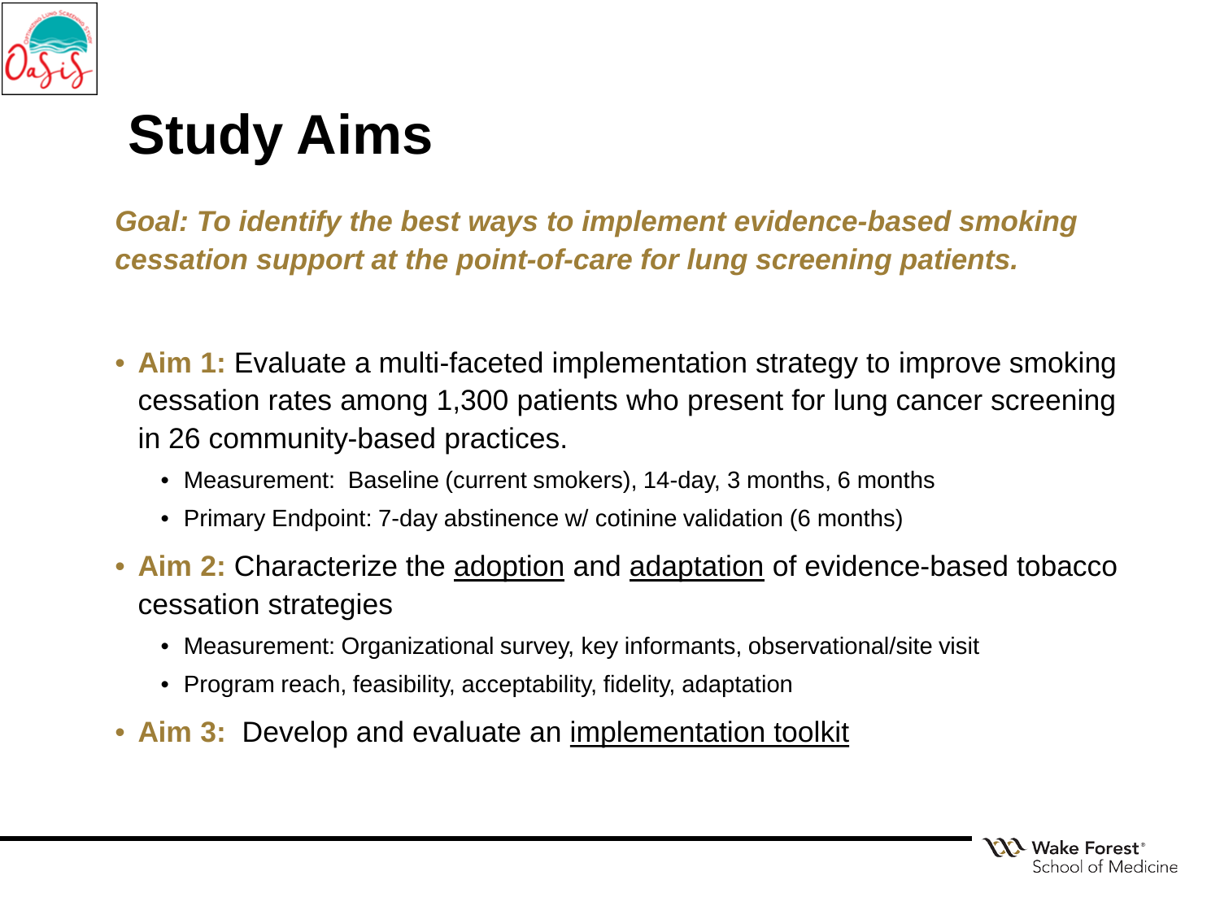# Study Aims

***Goal: To identify the best ways to implement evidence-based smoking cessation support at the point-of-care for lung screening patients.***

- **Aim 1:** Evaluate a multi-faceted implementation strategy to improve smoking cessation rates among 1,300 patients who present for lung cancer screening in 26 community-based practices.
  - Measurement: Baseline (current smokers), 14-day, 3 months, 6 months
  - Primary Endpoint: 7-day abstinence w/ cotinine validation (6 months)
- **Aim 2:** Characterize the adoption and adaptation of evidence-based tobacco cessation strategies
  - Measurement: Organizational survey, key informants, observational/site visit
  - Program reach, feasibility, acceptability, fidelity, adaptation
- **Aim 3:** Develop and evaluate an implementation toolkit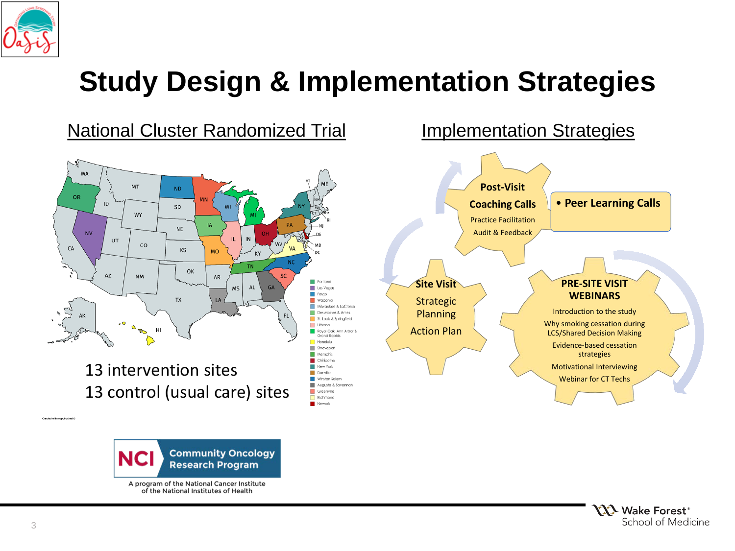# Study Design & Implementation Strategies

## National Cluster Randomized Trial

Portland
Las Vegas
Fargo
Waconia
Milwaukee & LaCrosse
Des Moines & Ames
St. Louis & Springfield
Urbana
Royal Oak, Ann Arbor & Grand Rapids
Honolulu
Shreveport
Memphis
Chillicothe
New York
Danville
Winston Salem
Augusta & Savannah
Greenville
Richmond
Newark

13 intervention sites
13 control (usual care) sites

Created with mapchart.net ©

## Implementation Strategies

**PRE-SITE VISIT WEBINARS**

- Introduction to the study
- Why smoking cessation during LCS/Shared Decision Making
- Evidence-based cessation strategies
- Motivational Interviewing
- Webinar for CT Techs

**Site Visit**

- Strategic Planning
- Action Plan

**Post-Visit Coaching Calls**

- Practice Facilitation
- Audit & Feedback

- **Peer Learning Calls**

NCI Community Oncology Research Program
A program of the National Cancer Institute of the National Institutes of Health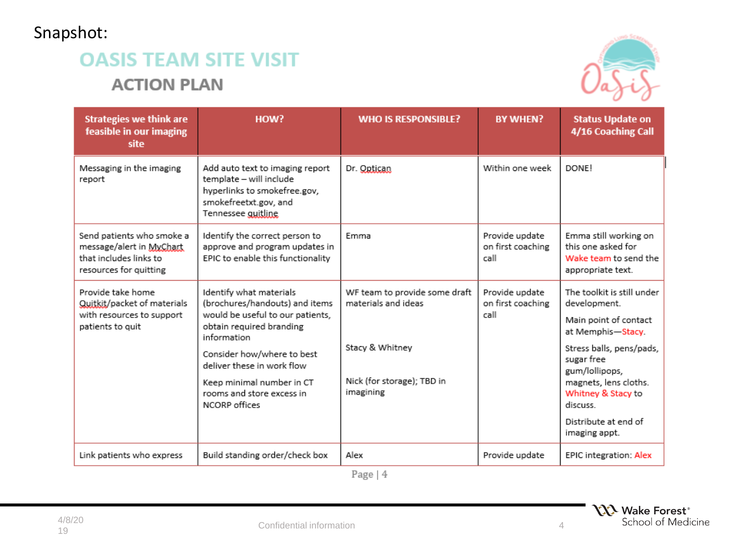Snapshot:

# OASIS TEAM SITE VISIT

## ACTION PLAN

| Strategies we think are feasible in our imaging site | HOW? | WHO IS RESPONSIBLE? | BY WHEN? | Status Update on 4/16 Coaching Call |
|---|---|---|---|---|
| Messaging in the imaging report | Add auto text to imaging report template – will include hyperlinks to smokefree.gov, smokefreetxt.gov, and Tennessee quitline | Dr. Optican | Within one week | DONE! |
| Send patients who smoke a message/alert in MyChart that includes links to resources for quitting | Identify the correct person to approve and program updates in EPIC to enable this functionality | Emma | Provide update on first coaching call | Emma still working on this one asked for Wake team to send the appropriate text. |
| Provide take home Quitkit/packet of materials with resources to support patients to quit | Identify what materials (brochures/handouts) and items would be useful to our patients, obtain required branding information<br><br>Consider how/where to best deliver these in work flow<br><br>Keep minimal number in CT rooms and store excess in NCORP offices | WF team to provide some draft materials and ideas<br><br>Stacy & Whitney<br><br>Nick (for storage); TBD in imagining | Provide update on first coaching call | The toolkit is still under development.<br><br>Main point of contact at Memphis—Stacy.<br><br>Stress balls, pens/pads, sugar free gum/lollipops, magnets, lens cloths. Whitney & Stacy to discuss.<br><br>Distribute at end of imaging appt. |
| Link patients who express | Build standing order/check box | Alex | Provide update | EPIC integration: Alex |

Page | 4

4/8/2019

Confidential information

Wake Forest® School of Medicine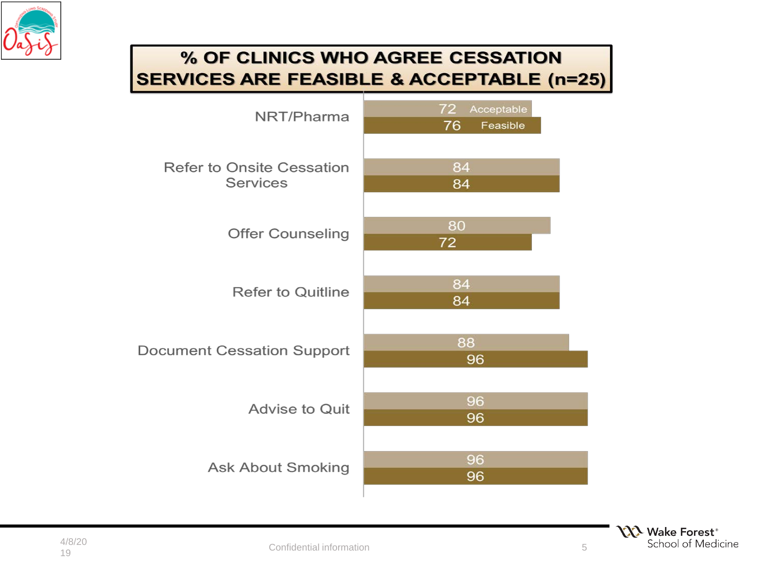# % OF CLINICS WHO AGREE CESSATION SERVICES ARE FEASIBLE & ACCEPTABLE (n=25)

| | Acceptable | Feasible |
|---|---|---|
| NRT/Pharma | 72 | 76 |
| Refer to Onsite Cessation Services | 84 | 84 |
| Offer Counseling | 80 | 72 |
| Refer to Quitline | 84 | 84 |
| Document Cessation Support | 88 | 96 |
| Advise to Quit | 96 | 96 |
| Ask About Smoking | 96 | 96 |

4/8/2019

Confidential information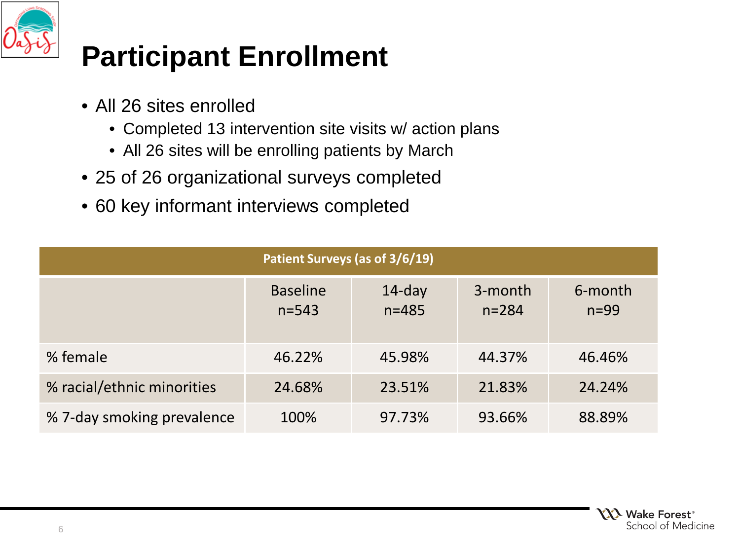# Participant Enrollment

- All 26 sites enrolled
  - Completed 13 intervention site visits w/ action plans
  - All 26 sites will be enrolling patients by March
- 25 of 26 organizational surveys completed
- 60 key informant interviews completed

| Patient Surveys (as of 3/6/19) | | | | |
|---|---|---|---|---|
| | Baseline n=543 | 14-day n=485 | 3-month n=284 | 6-month n=99 |
| % female | 46.22% | 45.98% | 44.37% | 46.46% |
| % racial/ethnic minorities | 24.68% | 23.51% | 21.83% | 24.24% |
| % 7-day smoking prevalence | 100% | 97.73% | 93.66% | 88.89% |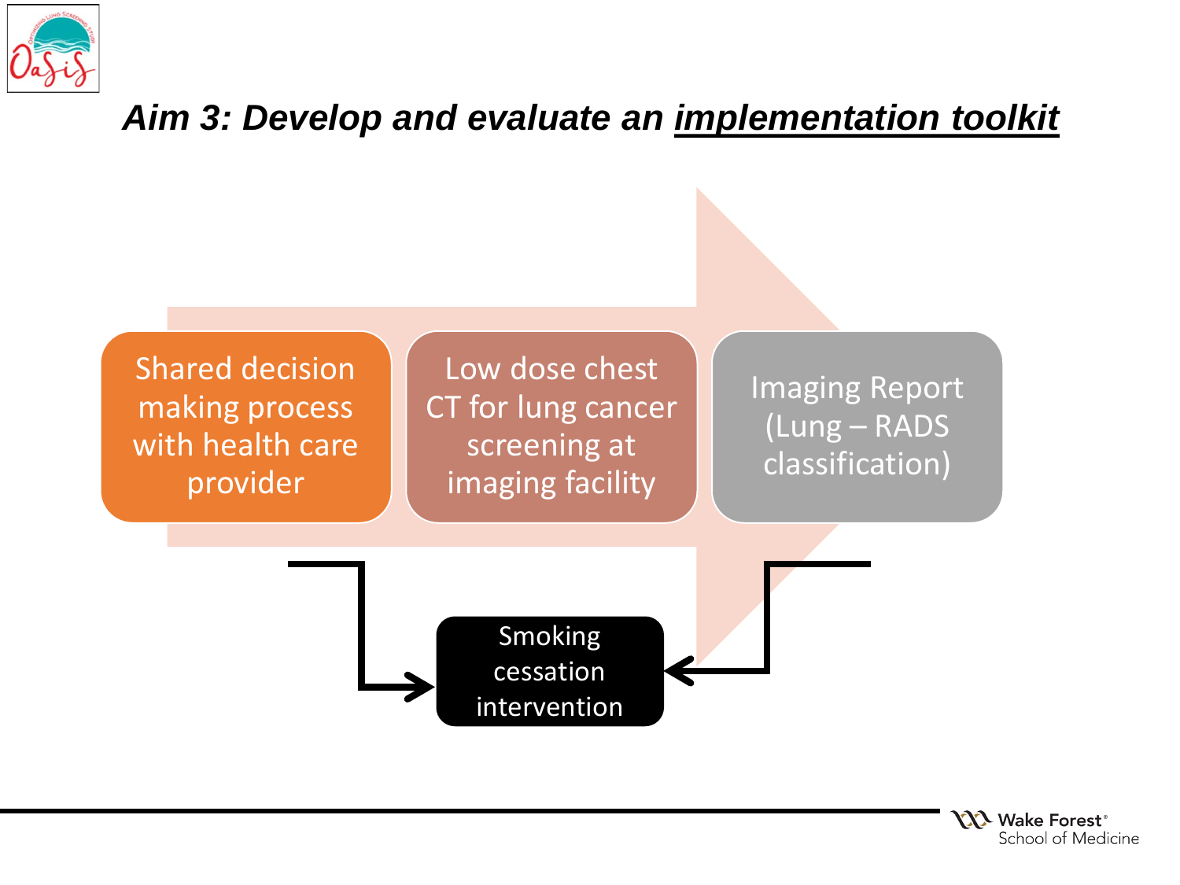# *Aim 3: Develop and evaluate an implementation toolkit*

Shared decision making process with health care provider

Low dose chest CT for lung cancer screening at imaging facility

Imaging Report (Lung – RADS classification)

Smoking cessation intervention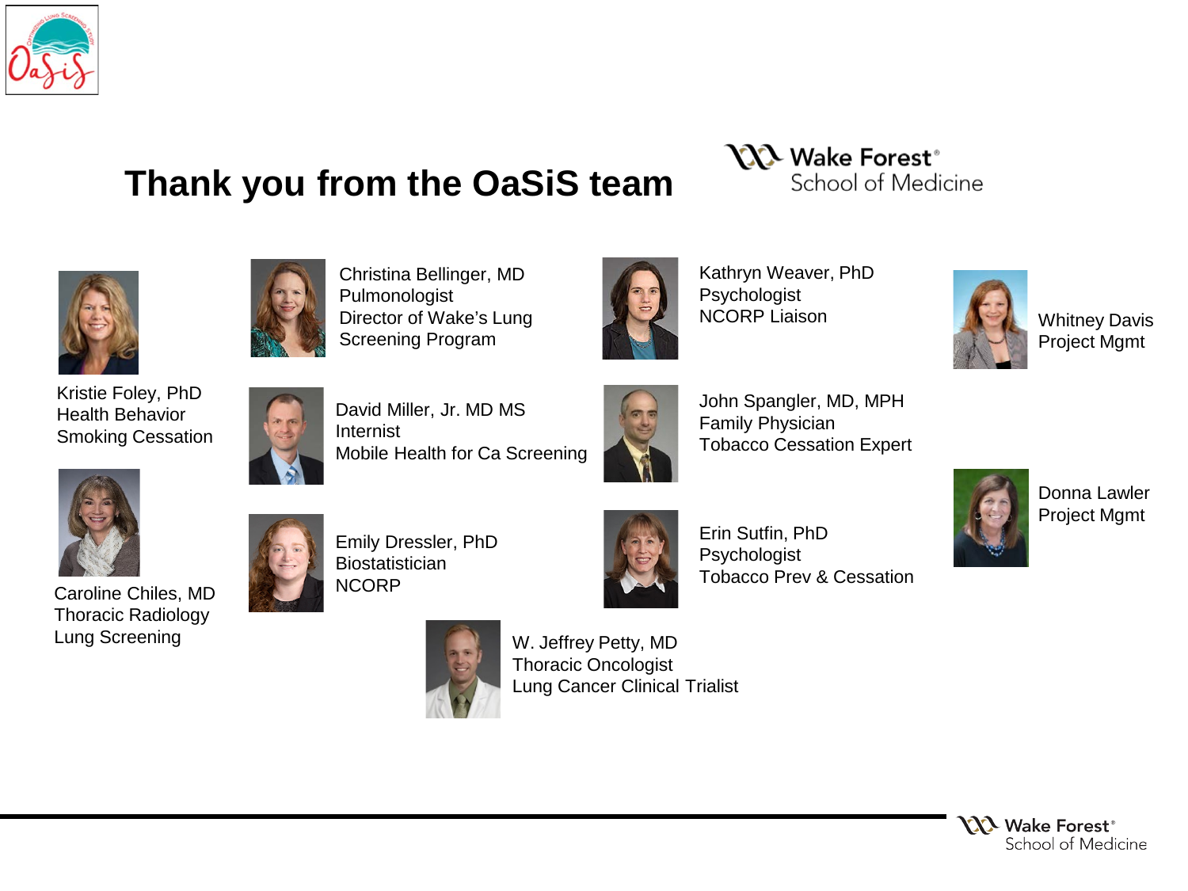# Thank you from the OaSiS team

Kristie Foley, PhD
Health Behavior
Smoking Cessation

Caroline Chiles, MD
Thoracic Radiology
Lung Screening

Christina Bellinger, MD
Pulmonologist
Director of Wake's Lung Screening Program

David Miller, Jr. MD MS
Internist
Mobile Health for Ca Screening

Emily Dressler, PhD
Biostatistician
NCORP

W. Jeffrey Petty, MD
Thoracic Oncologist
Lung Cancer Clinical Trialist

Kathryn Weaver, PhD
Psychologist
NCORP Liaison

John Spangler, MD, MPH
Family Physician
Tobacco Cessation Expert

Erin Sutfin, PhD
Psychologist
Tobacco Prev & Cessation

Whitney Davis
Project Mgmt

Donna Lawler
Project Mgmt